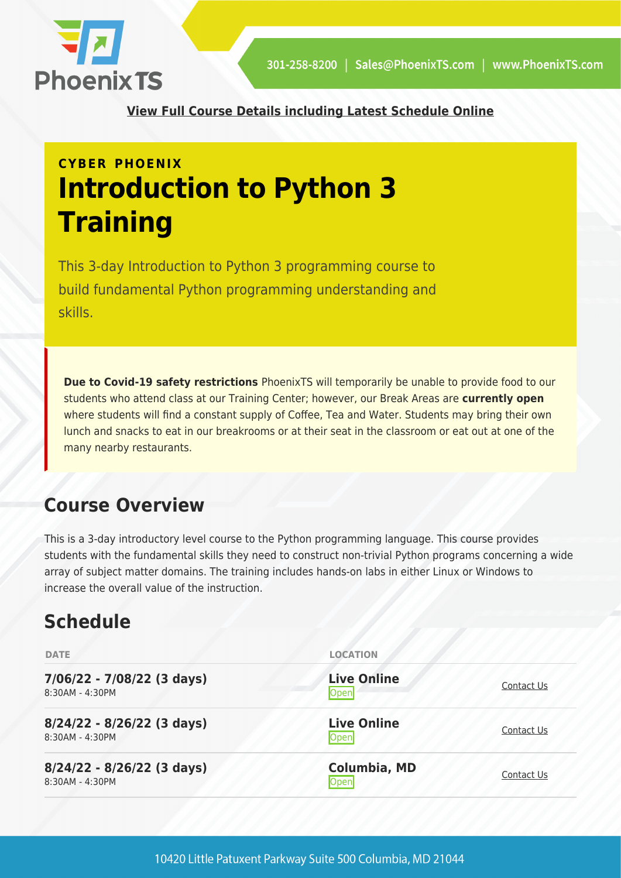[View Full Course Details including Latest Schedule Online]

**CYBER PHOENIX**

# Introduction to Python 3 Training

This 3-day Introduction to Python 3 programming course to build fundamental Python programming understanding and skills.

**Due to Covid-19 safety restrictions** PhoenixTS will temporarily be unable to provide food to our students who attend class at our Training Center; however, our Break Areas are **currently open** where students will find a constant supply of Coffee, Tea and Water. Students may bring their own lunch and snacks to eat in our breakrooms or at their seat in the classroom or eat out at one of the many nearby restaurants.

## Course Overview

This is a 3-day introductory level course to the Python programming language. This course provides students with the fundamental skills they need to construct non-trivial Python programs concerning a wide array of subject matter domains. The training includes hands-on labs in either Linux or Windows to increase the overall value of the instruction.

## Schedule

| DATE | LOCATION | |
|---|---|---|
| **7/06/22 - 7/08/22 (3 days)** 8:30AM - 4:30PM | **Live Online** Open | Contact Us |
| **8/24/22 - 8/26/22 (3 days)** 8:30AM - 4:30PM | **Live Online** Open | Contact Us |
| **8/24/22 - 8/26/22 (3 days)** 8:30AM - 4:30PM | **Columbia, MD** Open | Contact Us |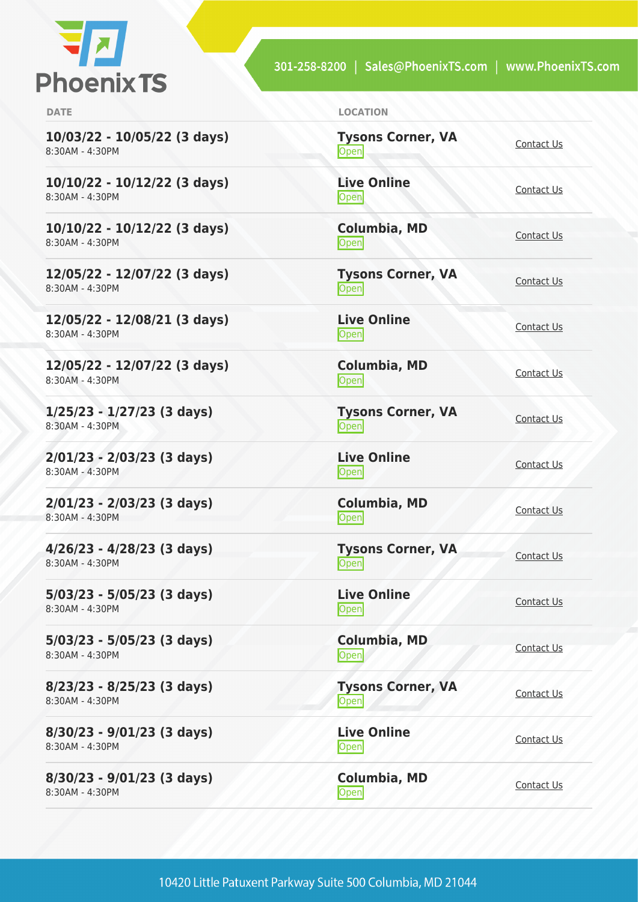| DATE | LOCATION | |
|---|---|---|
| **10/03/22 - 10/05/22 (3 days)**<br>8:30AM - 4:30PM | **Tysons Corner, VA**<br>Open | Contact Us |
| **10/10/22 - 10/12/22 (3 days)**<br>8:30AM - 4:30PM | **Live Online**<br>Open | Contact Us |
| **10/10/22 - 10/12/22 (3 days)**<br>8:30AM - 4:30PM | **Columbia, MD**<br>Open | Contact Us |
| **12/05/22 - 12/07/22 (3 days)**<br>8:30AM - 4:30PM | **Tysons Corner, VA**<br>Open | Contact Us |
| **12/05/22 - 12/08/21 (3 days)**<br>8:30AM - 4:30PM | **Live Online**<br>Open | Contact Us |
| **12/05/22 - 12/07/22 (3 days)**<br>8:30AM - 4:30PM | **Columbia, MD**<br>Open | Contact Us |
| **1/25/23 - 1/27/23 (3 days)**<br>8:30AM - 4:30PM | **Tysons Corner, VA**<br>Open | Contact Us |
| **2/01/23 - 2/03/23 (3 days)**<br>8:30AM - 4:30PM | **Live Online**<br>Open | Contact Us |
| **2/01/23 - 2/03/23 (3 days)**<br>8:30AM - 4:30PM | **Columbia, MD**<br>Open | Contact Us |
| **4/26/23 - 4/28/23 (3 days)**<br>8:30AM - 4:30PM | **Tysons Corner, VA**<br>Open | Contact Us |
| **5/03/23 - 5/05/23 (3 days)**<br>8:30AM - 4:30PM | **Live Online**<br>Open | Contact Us |
| **5/03/23 - 5/05/23 (3 days)**<br>8:30AM - 4:30PM | **Columbia, MD**<br>Open | Contact Us |
| **8/23/23 - 8/25/23 (3 days)**<br>8:30AM - 4:30PM | **Tysons Corner, VA**<br>Open | Contact Us |
| **8/30/23 - 9/01/23 (3 days)**<br>8:30AM - 4:30PM | **Live Online**<br>Open | Contact Us |
| **8/30/23 - 9/01/23 (3 days)**<br>8:30AM - 4:30PM | **Columbia, MD**<br>Open | Contact Us |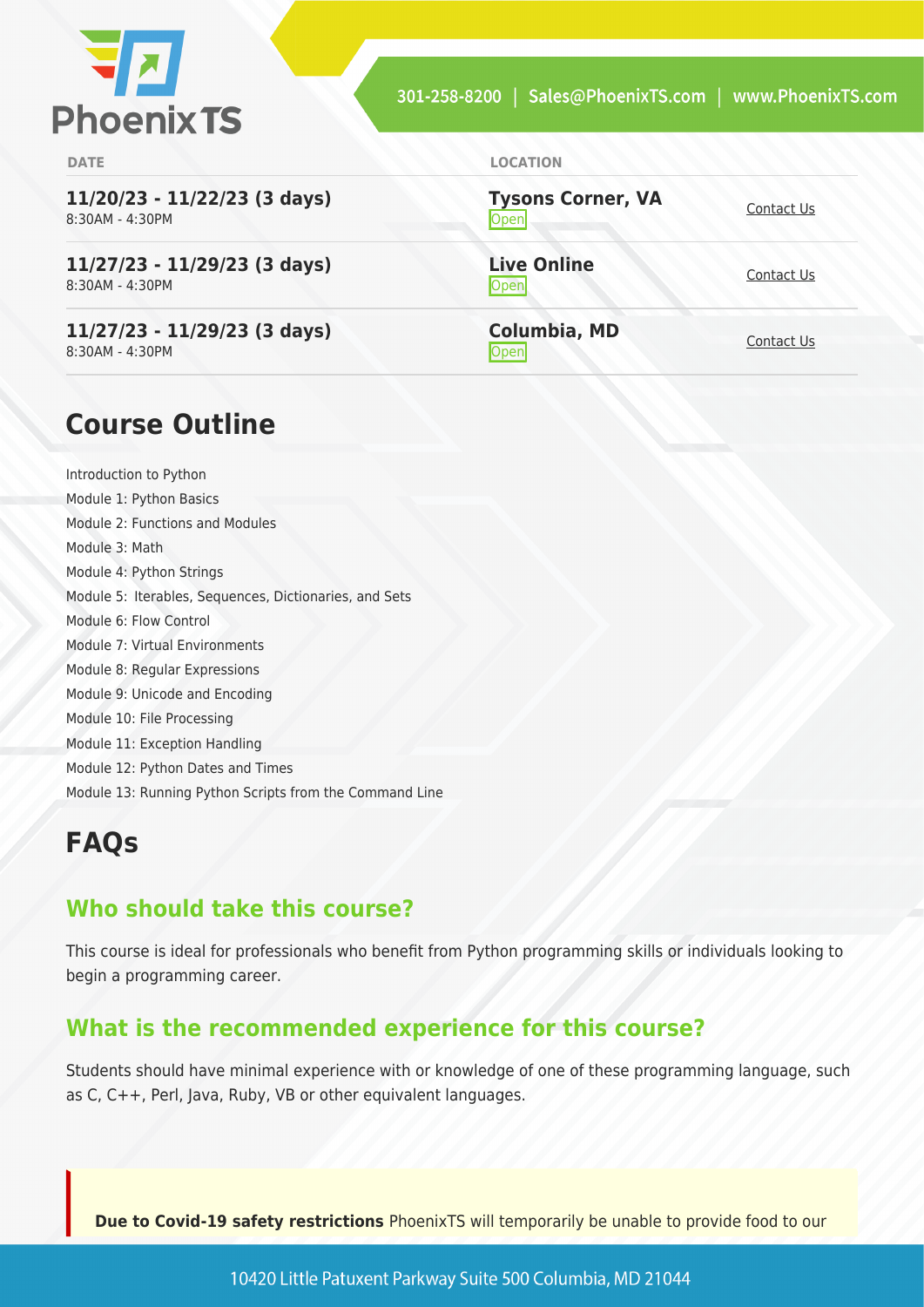| DATE | LOCATION | |
| --- | --- | --- |
| **11/20/23 - 11/22/23 (3 days)** 8:30AM - 4:30PM | **Tysons Corner, VA** Open | Contact Us |
| **11/27/23 - 11/29/23 (3 days)** 8:30AM - 4:30PM | **Live Online** Open | Contact Us |
| **11/27/23 - 11/29/23 (3 days)** 8:30AM - 4:30PM | **Columbia, MD** Open | Contact Us |

## Course Outline

Introduction to Python
Module 1: Python Basics
Module 2: Functions and Modules
Module 3: Math
Module 4: Python Strings
Module 5: Iterables, Sequences, Dictionaries, and Sets
Module 6: Flow Control
Module 7: Virtual Environments
Module 8: Regular Expressions
Module 9: Unicode and Encoding
Module 10: File Processing
Module 11: Exception Handling
Module 12: Python Dates and Times
Module 13: Running Python Scripts from the Command Line

## FAQs

### Who should take this course?

This course is ideal for professionals who benefit from Python programming skills or individuals looking to begin a programming career.

### What is the recommended experience for this course?

Students should have minimal experience with or knowledge of one of these programming language, such as C, C++, Perl, Java, Ruby, VB or other equivalent languages.

**Due to Covid-19 safety restrictions** PhoenixTS will temporarily be unable to provide food to our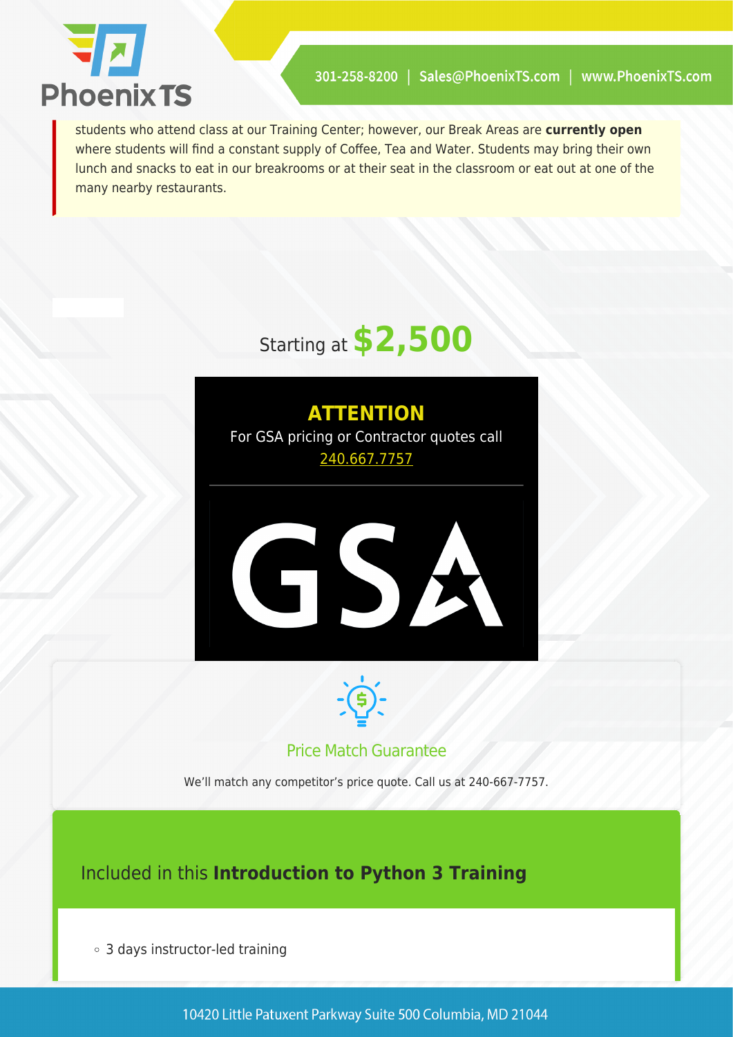students who attend class at our Training Center; however, our Break Areas are **currently open** where students will find a constant supply of Coffee, Tea and Water. Students may bring their own lunch and snacks to eat in our breakrooms or at their seat in the classroom or eat out at one of the many nearby restaurants.

Starting at **$2,500**

**ATTENTION**

For GSA pricing or Contractor quotes call 240.667.7757

Price Match Guarantee

We'll match any competitor's price quote. Call us at 240-667-7757.

## Included in this **Introduction to Python 3 Training**

- 3 days instructor-led training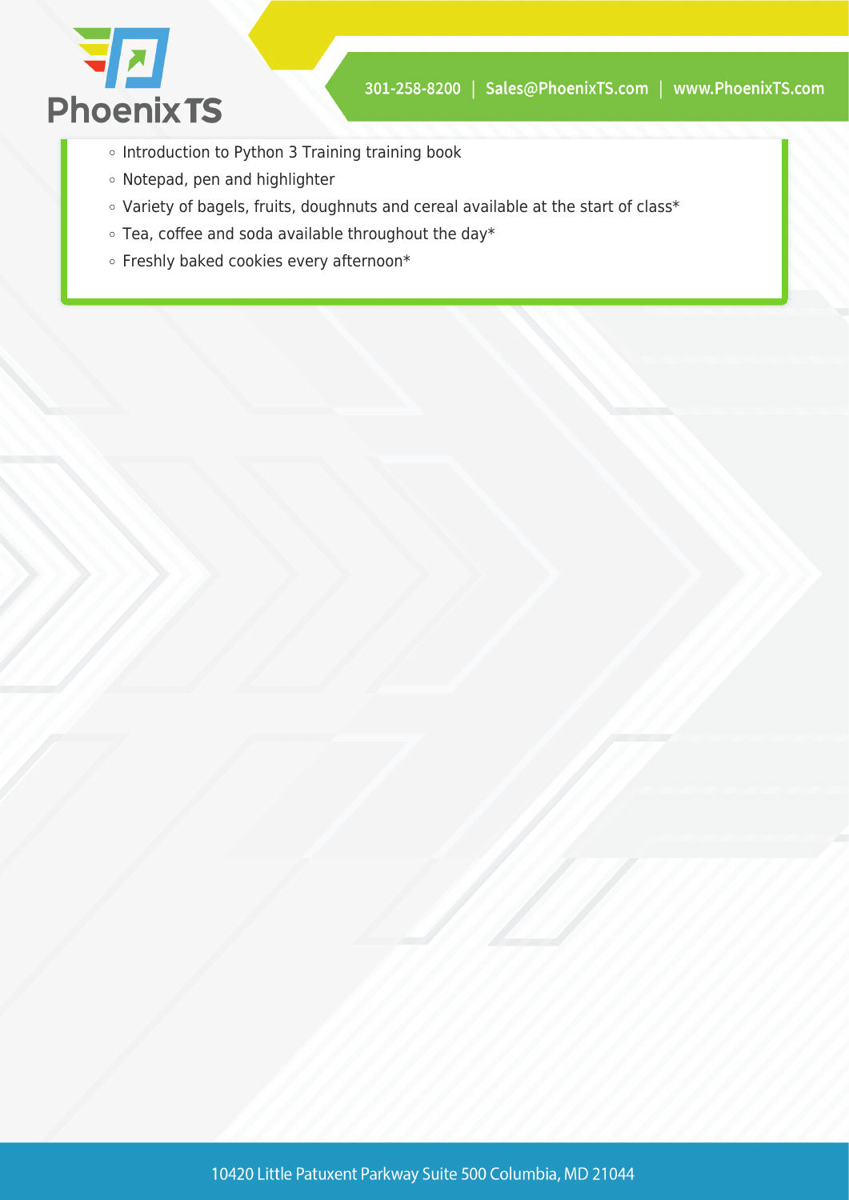- Introduction to Python 3 Training training book
- Notepad, pen and highlighter
- Variety of bagels, fruits, doughnuts and cereal available at the start of class*
- Tea, coffee and soda available throughout the day*
- Freshly baked cookies every afternoon*